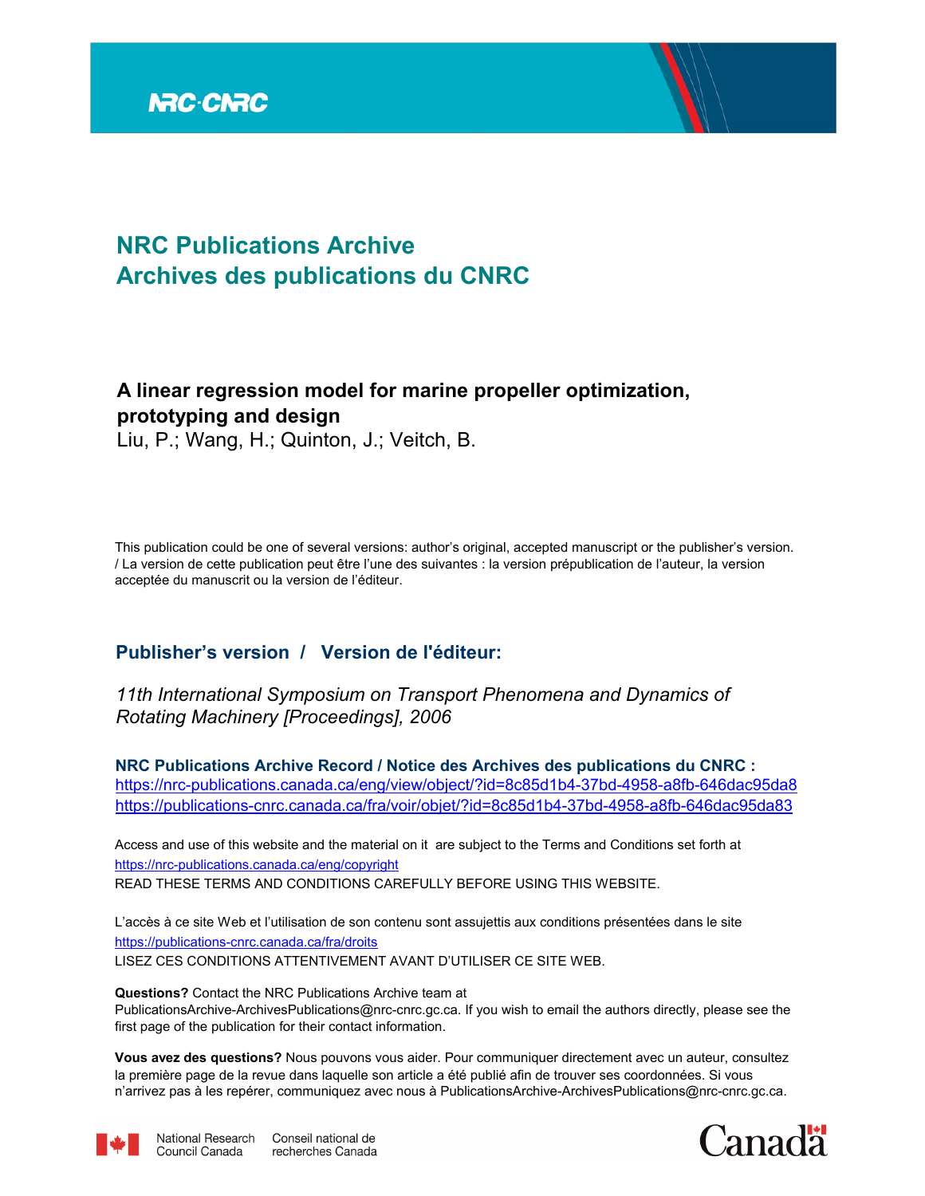NRC·CNRC

# NRC Publications Archive
# Archives des publications du CNRC

## A linear regression model for marine propeller optimization, prototyping and design

Liu, P.; Wang, H.; Quinton, J.; Veitch, B.

This publication could be one of several versions: author's original, accepted manuscript or the publisher's version. / La version de cette publication peut être l'une des suivantes : la version prépublication de l'auteur, la version acceptée du manuscrit ou la version de l'éditeur.

### Publisher's version / Version de l'éditeur:

*11th International Symposium on Transport Phenomena and Dynamics of Rotating Machinery [Proceedings], 2006*

**NRC Publications Archive Record / Notice des Archives des publications du CNRC :**
https://nrc-publications.canada.ca/eng/view/object/?id=8c85d1b4-37bd-4958-a8fb-646dac95da8
https://publications-cnrc.canada.ca/fra/voir/objet/?id=8c85d1b4-37bd-4958-a8fb-646dac95da83

Access and use of this website and the material on it are subject to the Terms and Conditions set forth at
https://nrc-publications.canada.ca/eng/copyright
READ THESE TERMS AND CONDITIONS CAREFULLY BEFORE USING THIS WEBSITE.

L'accès à ce site Web et l'utilisation de son contenu sont assujettis aux conditions présentées dans le site
https://publications-cnrc.canada.ca/fra/droits
LISEZ CES CONDITIONS ATTENTIVEMENT AVANT D'UTILISER CE SITE WEB.

**Questions?** Contact the NRC Publications Archive team at
PublicationsArchive-ArchivesPublications@nrc-cnrc.gc.ca. If you wish to email the authors directly, please see the first page of the publication for their contact information.

**Vous avez des questions?** Nous pouvons vous aider. Pour communiquer directement avec un auteur, consultez la première page de la revue dans laquelle son article a été publié afin de trouver ses coordonnées. Si vous n'arrivez pas à les repérer, communiquez avec nous à PublicationsArchive-ArchivesPublications@nrc-cnrc.gc.ca.

National Research Council Canada | Conseil national de recherches Canada

Canada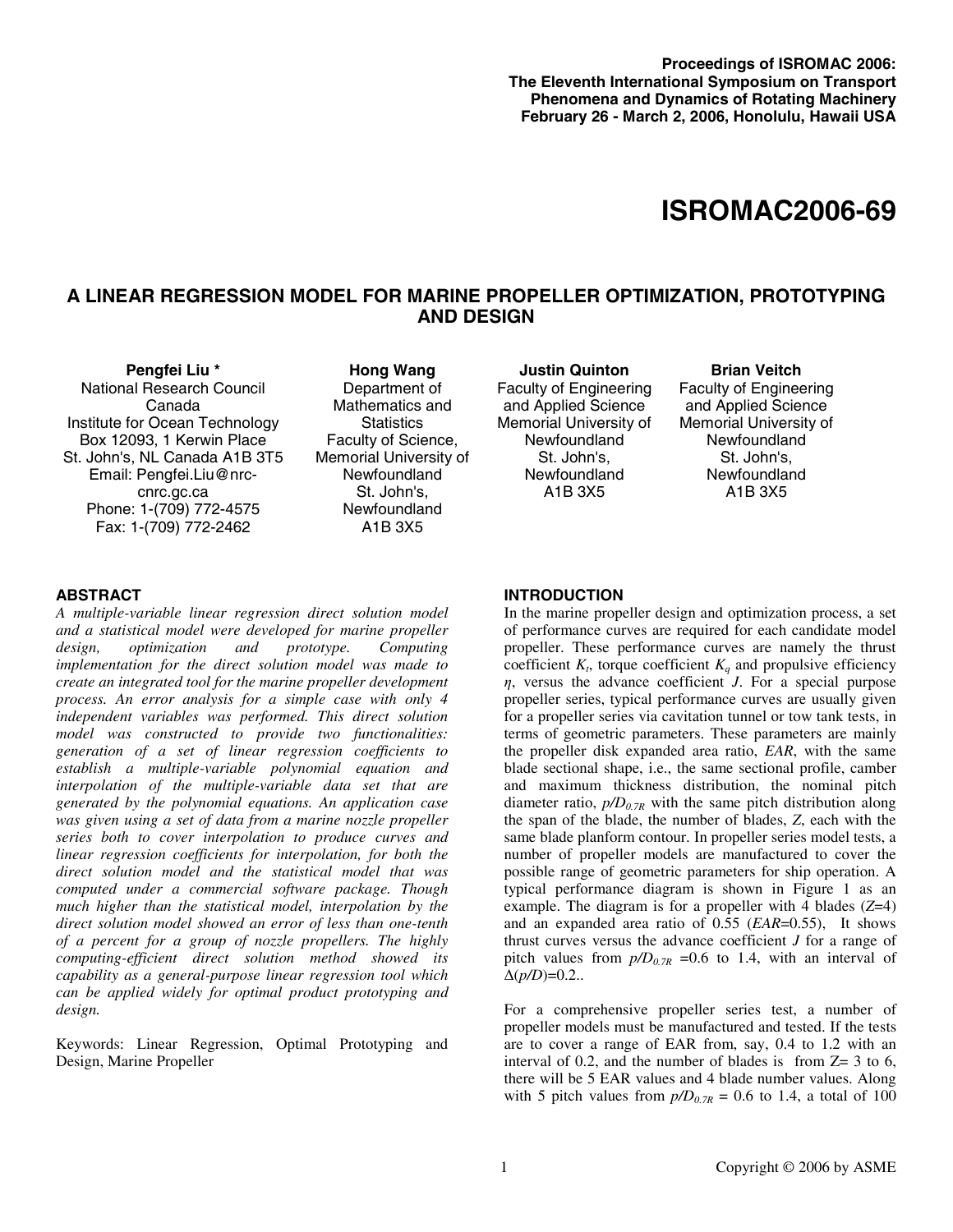Proceedings of ISROMAC 2006:
The Eleventh International Symposium on Transport Phenomena and Dynamics of Rotating Machinery
February 26 - March 2, 2006, Honolulu, Hawaii USA

# ISROMAC2006-69

## A LINEAR REGRESSION MODEL FOR MARINE PROPELLER OPTIMIZATION, PROTOTYPING AND DESIGN

**Pengfei Liu ***
National Research Council Canada
Institute for Ocean Technology
Box 12093, 1 Kerwin Place
St. John's, NL Canada A1B 3T5
Email: Pengfei.Liu@nrc-cnrc.gc.ca
Phone: 1-(709) 772-4575
Fax: 1-(709) 772-2462

**Hong Wang**
Department of Mathematics and Statistics
Faculty of Science,
Memorial University of Newfoundland
St. John's, Newfoundland
A1B 3X5

**Justin Quinton**
Faculty of Engineering and Applied Science
Memorial University of Newfoundland
St. John's, Newfoundland
A1B 3X5

**Brian Veitch**
Faculty of Engineering and Applied Science
Memorial University of Newfoundland
St. John's, Newfoundland
A1B 3X5

### ABSTRACT

*A multiple-variable linear regression direct solution model and a statistical model were developed for marine propeller design, optimization and prototype. Computing implementation for the direct solution model was made to create an integrated tool for the marine propeller development process. An error analysis for a simple case with only 4 independent variables was performed. This direct solution model was constructed to provide two functionalities: generation of a set of linear regression coefficients to establish a multiple-variable polynomial equation and interpolation of the multiple-variable data set that are generated by the polynomial equations. An application case was given using a set of data from a marine nozzle propeller series both to cover interpolation to produce curves and linear regression coefficients for interpolation, for both the direct solution model and the statistical model that was computed under a commercial software package. Though much higher than the statistical model, interpolation by the direct solution model showed an error of less than one-tenth of a percent for a group of nozzle propellers. The highly computing-efficient direct solution method showed its capability as a general-purpose linear regression tool which can be applied widely for optimal product prototyping and design.*

Keywords: Linear Regression, Optimal Prototyping and Design, Marine Propeller

### INTRODUCTION

In the marine propeller design and optimization process, a set of performance curves are required for each candidate model propeller. These performance curves are namely the thrust coefficient $K_t$, torque coefficient $K_q$ and propulsive efficiency $\eta$, versus the advance coefficient $J$. For a special purpose propeller series, typical performance curves are usually given for a propeller series via cavitation tunnel or tow tank tests, in terms of geometric parameters. These parameters are mainly the propeller disk expanded area ratio, *EAR*, with the same blade sectional shape, i.e., the same sectional profile, camber and maximum thickness distribution, the nominal pitch diameter ratio, $p/D_{0.7R}$ with the same pitch distribution along the span of the blade, the number of blades, $Z$, each with the same blade planform contour. In propeller series model tests, a number of propeller models are manufactured to cover the possible range of geometric parameters for ship operation. A typical performance diagram is shown in Figure 1 as an example. The diagram is for a propeller with 4 blades ($Z$=4) and an expanded area ratio of 0.55 (*EAR*=0.55), It shows thrust curves versus the advance coefficient $J$ for a range of pitch values from $p/D_{0.7R}$ =0.6 to 1.4, with an interval of $\Delta(p/D)$=0.2..

For a comprehensive propeller series test, a number of propeller models must be manufactured and tested. If the tests are to cover a range of EAR from, say, 0.4 to 1.2 with an interval of 0.2, and the number of blades is from Z= 3 to 6, there will be 5 EAR values and 4 blade number values. Along with 5 pitch values from $p/D_{0.7R}$ = 0.6 to 1.4, a total of 100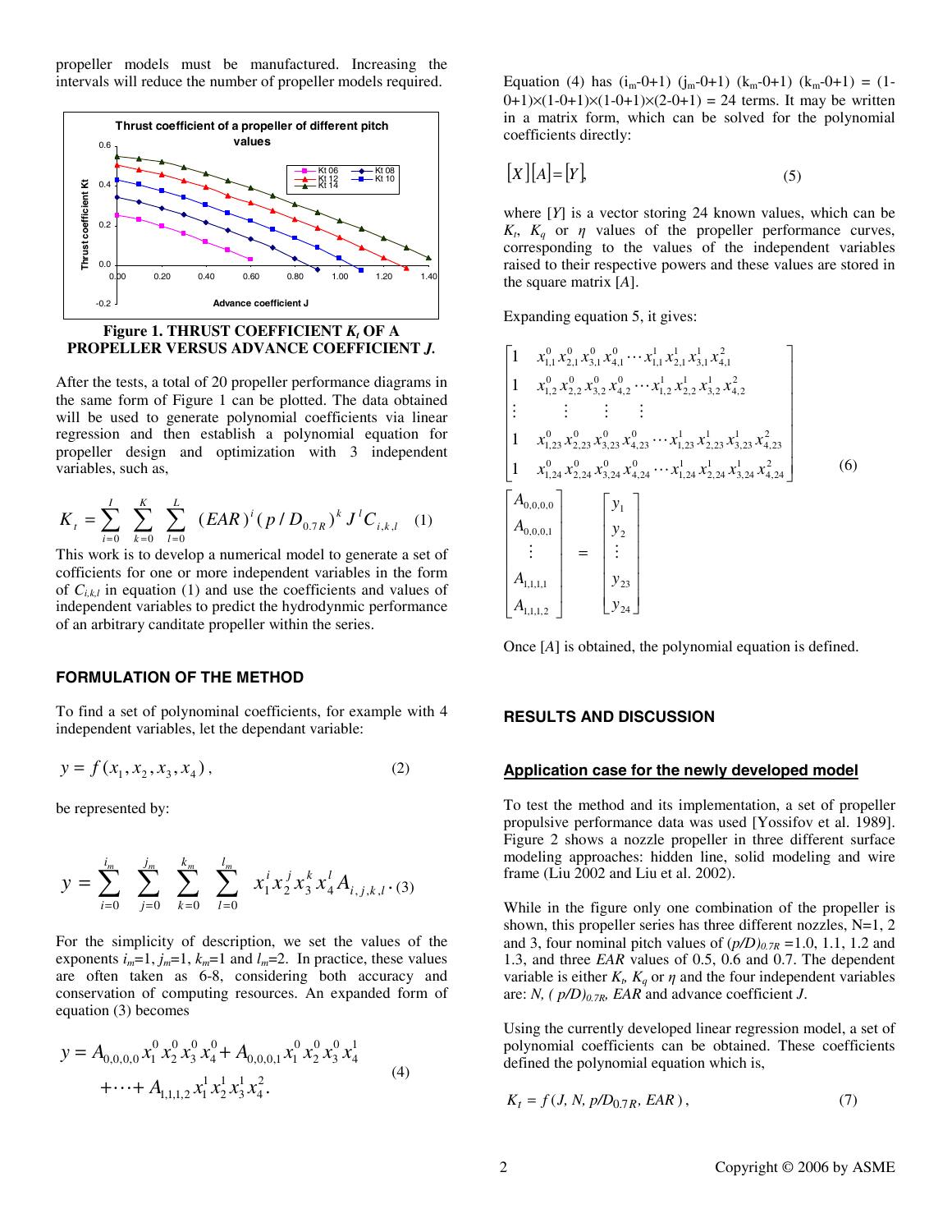propeller models must be manufactured. Increasing the intervals will reduce the number of propeller models required.

Thrust coefficient of a propeller of different pitch values

Thrust coefficient Kt

0.6
0.4
0.2
0.0
-0.2

0.00 0.20 0.40 0.60 0.80 1.00 1.20 1.40

Advance coefficient J

Kt 06
Kt 08
Kt 12
Kt 10
Kt 14

**Figure 1. THRUST COEFFICIENT $K_t$ OF A PROPELLER VERSUS ADVANCE COEFFICIENT *J*.**

After the tests, a total of 20 propeller performance diagrams in the same form of Figure 1 can be plotted. The data obtained will be used to generate polynomial coefficients via linear regression and then establish a polynomial equation for propeller design and optimization with 3 independent variables, such as,

$$K_t = \sum_{i=0}^{I} \sum_{k=0}^{K} \sum_{l=0}^{L} (EAR)^i (p/D_{0.7R})^k J^l C_{i,k,l} \quad (1)$$

This work is to develop a numerical model to generate a set of cofficients for one or more independent variables in the form of $C_{i,k,l}$ in equation (1) and use the coefficients and values of independent variables to predict the hydrodynmic performance of an arbitrary canditate propeller within the series.

## FORMULATION OF THE METHOD

To find a set of polynominal coefficients, for example with 4 independent variables, let the dependant variable:

$$y = f(x_1, x_2, x_3, x_4), \quad (2)$$

be represented by:

$$y = \sum_{i=0}^{i_m} \sum_{j=0}^{j_m} \sum_{k=0}^{k_m} \sum_{l=0}^{l_m} x_1^i x_2^j x_3^k x_4^l A_{i,j,k,l} \cdot (3)$$

For the simplicity of description, we set the values of the exponents $i_m$=1, $j_m$=1, $k_m$=1 and $l_m$=2. In practice, these values are often taken as 6-8, considering both accuracy and conservation of computing resources. An expanded form of equation (3) becomes

$$y = A_{0,0,0,0} x_1^0 x_2^0 x_3^0 x_4^0 + A_{0,0,0,1} x_1^0 x_2^0 x_3^0 x_4^1 + \cdots + A_{1,1,1,2} x_1^1 x_2^1 x_3^1 x_4^2. \quad (4)$$

Equation (4) has ($i_m$-0+1) ($j_m$-0+1) ($k_m$-0+1) ($k_m$-0+1) = (1-0+1)×(1-0+1)×(1-0+1)×(2-0+1) = 24 terms. It may be written in a matrix form, which can be solved for the polynomial coefficients directly:

$$[X][A] = [Y], \quad (5)$$

where [*Y*] is a vector storing 24 known values, which can be $K_t$, $K_q$ or $\eta$ values of the propeller performance curves, corresponding to the values of the independent variables raised to their respective powers and these values are stored in the square matrix [*A*].

Expanding equation 5, it gives:

$$\begin{bmatrix} 1 & x_{1,1}^0 x_{2,1}^0 x_{3,1}^0 x_{4,1}^0 \cdots x_{1,1}^1 x_{2,1}^1 x_{3,1}^1 x_{4,1}^2 \\ 1 & x_{1,2}^0 x_{2,2}^0 x_{3,2}^0 x_{4,2}^0 \cdots x_{1,2}^1 x_{2,2}^1 x_{3,2}^1 x_{4,2}^2 \\ \vdots & \vdots \quad \vdots \quad \vdots \\ 1 & x_{1,23}^0 x_{2,23}^0 x_{3,23}^0 x_{4,23}^0 \cdots x_{1,23}^1 x_{2,23}^1 x_{3,23}^1 x_{4,23}^2 \\ 1 & x_{1,24}^0 x_{2,24}^0 x_{3,24}^0 x_{4,24}^0 \cdots x_{1,24}^1 x_{2,24}^1 x_{3,24}^1 x_{4,24}^2 \end{bmatrix} \begin{bmatrix} A_{0,0,0,0} \\ A_{0,0,0,1} \\ \vdots \\ A_{1,1,1,1} \\ A_{1,1,1,2} \end{bmatrix} = \begin{bmatrix} y_1 \\ y_2 \\ \vdots \\ y_{23} \\ y_{24} \end{bmatrix} \quad (6)$$

Once [*A*] is obtained, the polynomial equation is defined.

## RESULTS AND DISCUSSION

### Application case for the newly developed model

To test the method and its implementation, a set of propeller propulsive performance data was used [Yossifov et al. 1989]. Figure 2 shows a nozzle propeller in three different surface modeling approaches: hidden line, solid modeling and wire frame (Liu 2002 and Liu et al. 2002).

While in the figure only one combination of the propeller is shown, this propeller series has three different nozzles, N=1, 2 and 3, four nominal pitch values of $(p/D)_{0.7R}$ =1.0, 1.1, 1.2 and 1.3, and three *EAR* values of 0.5, 0.6 and 0.7. The dependent variable is either $K_t$, $K_q$ or $\eta$ and the four independent variables are: *N*, $(p/D)_{0.7R}$, *EAR* and advance coefficient *J*.

Using the currently developed linear regression model, a set of polynomial coefficients can be obtained. These coefficients defined the polynomial equation which is,

$$K_t = f(J, N, p/D_{0.7R}, EAR), \quad (7)$$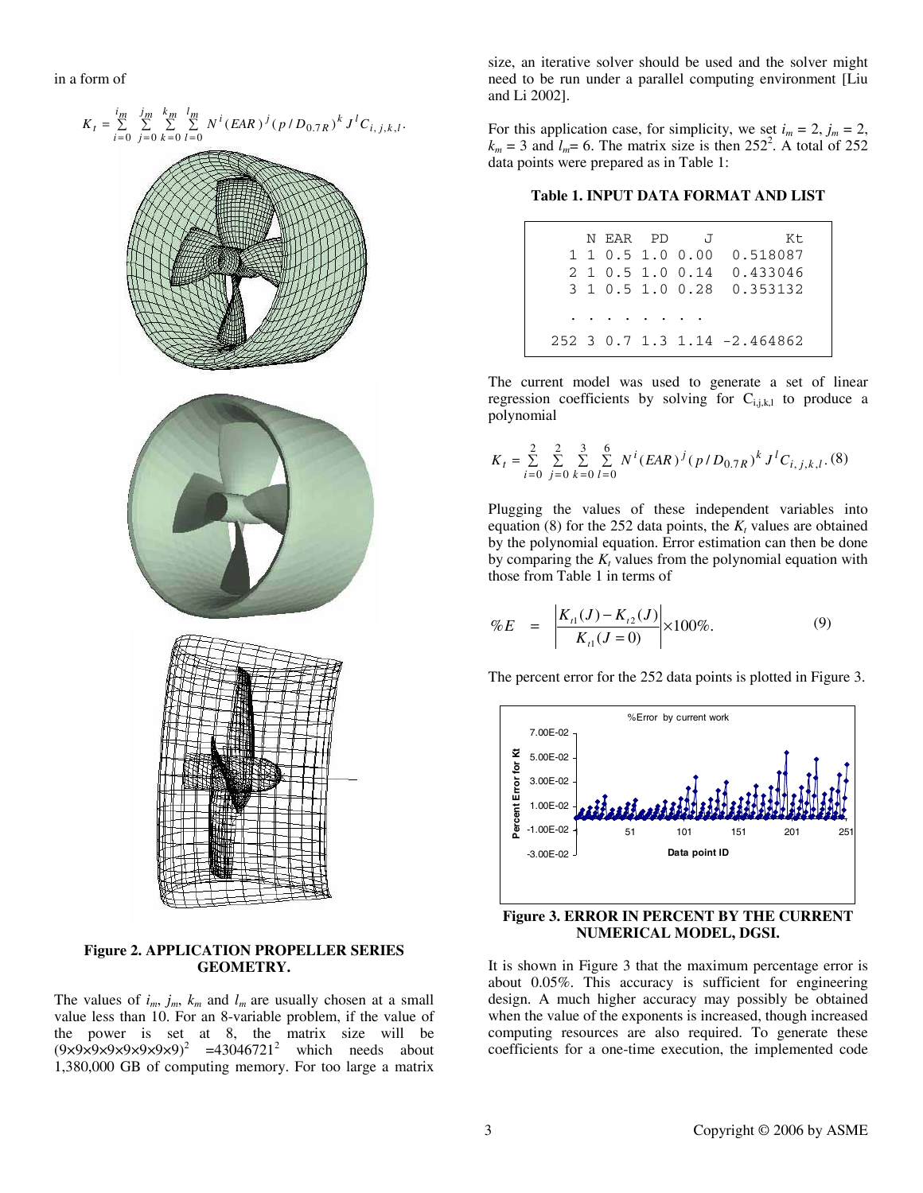in a form of

$$K_t = \sum_{i=0}^{i_m} \sum_{j=0}^{j_m} \sum_{k=0}^{k_m} \sum_{l=0}^{l_m} N^i (EAR)^j (p/D_{0.7R})^k J^l C_{i,j,k,l}.$$

**Figure 2. APPLICATION PROPELLER SERIES GEOMETRY.**

The values of $i_m$, $j_m$, $k_m$ and $l_m$ are usually chosen at a small value less than 10. For an 8-variable problem, if the value of the power is set at 8, the matrix size will be $(9\times9\times9\times9\times9\times9\times9\times9)^2 = 43046721^2$ which needs about 1,380,000 GB of computing memory. For too large a matrix size, an iterative solver should be used and the solver might need to be run under a parallel computing environment [Liu and Li 2002].

For this application case, for simplicity, we set $i_m = 2$, $j_m = 2$, $k_m = 3$ and $l_m= 6$. The matrix size is then $252^2$. A total of 252 data points were prepared as in Table 1:

**Table 1. INPUT DATA FORMAT AND LIST**

| | N | EAR | PD | J | Kt |
|---|---|---|---|---|---|
| 1 | 1 | 0.5 | 1.0 | 0.00 | 0.518087 |
| 2 | 1 | 0.5 | 1.0 | 0.14 | 0.433046 |
| 3 | 1 | 0.5 | 1.0 | 0.28 | 0.353132 |
| . | . | . | . | . | . . . |
| 252 | 3 | 0.7 | 1.3 | 1.14 | -2.464862 |

The current model was used to generate a set of linear regression coefficients by solving for $C_{i,j,k,l}$ to produce a polynomial

$$K_t = \sum_{i=0}^{2} \sum_{j=0}^{2} \sum_{k=0}^{3} \sum_{l=0}^{6} N^i (EAR)^j (p/D_{0.7R})^k J^l C_{i,j,k,l}. \quad (8)$$

Plugging the values of these independent variables into equation (8) for the 252 data points, the $K_t$ values are obtained by the polynomial equation. Error estimation can then be done by comparing the $K_t$ values from the polynomial equation with those from Table 1 in terms of

$$\%E = \left| \frac{K_{t1}(J) - K_{t2}(J)}{K_{t1}(J=0)} \right| \times 100\%. \quad (9)$$

The percent error for the 252 data points is plotted in Figure 3.

%Error by current work

7.00E-02
5.00E-02
3.00E-02
1.00E-02
-1.00E-02
-3.00E-02

Percent Error for Kt

51
101
151
201
251

Data point ID

**Figure 3. ERROR IN PERCENT BY THE CURRENT NUMERICAL MODEL, DGSI.**

It is shown in Figure 3 that the maximum percentage error is about 0.05%. This accuracy is sufficient for engineering design. A much higher accuracy may possibly be obtained when the value of the exponents is increased, though increased computing resources are also required. To generate these coefficients for a one-time execution, the implemented code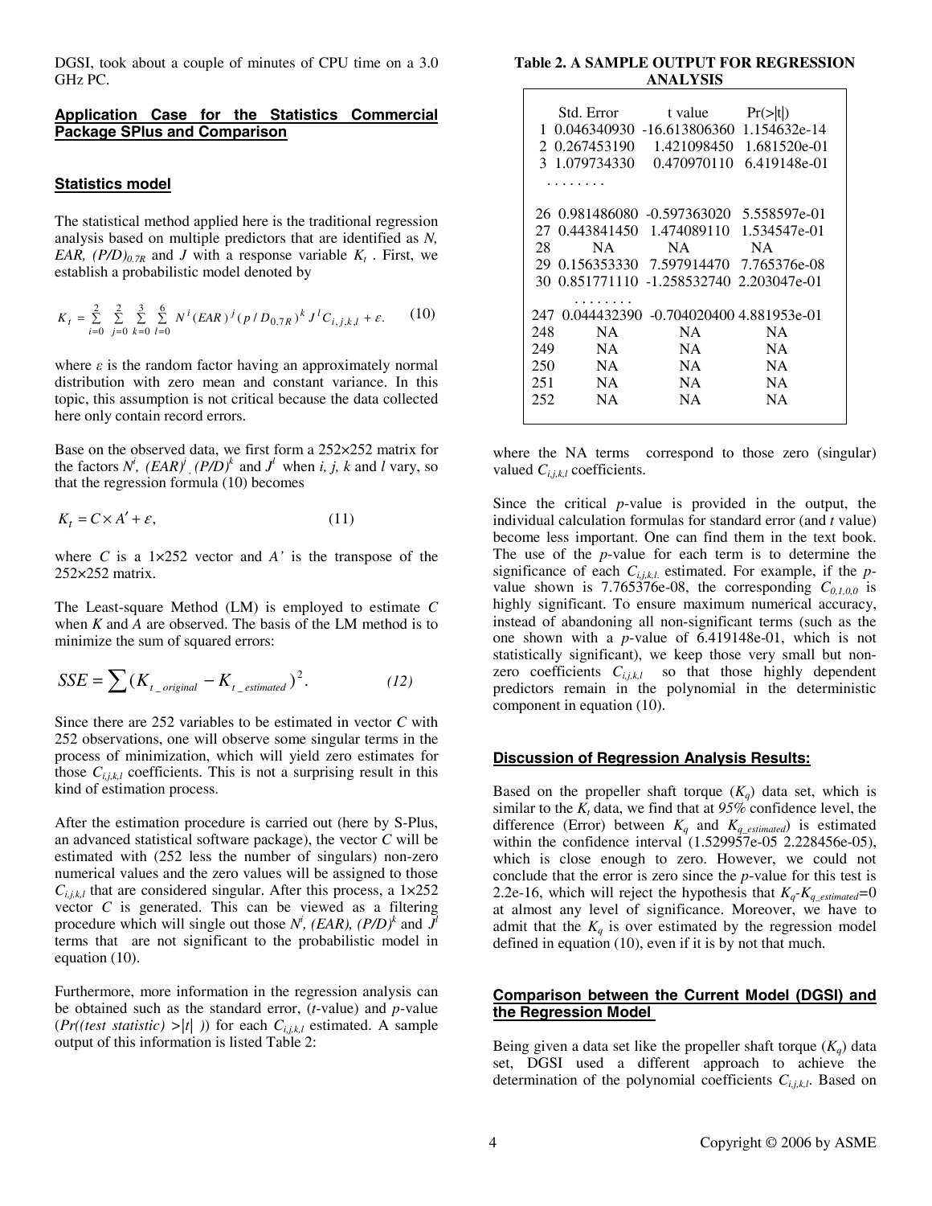DGSI, took about a couple of minutes of CPU time on a 3.0 GHz PC.

## Application Case for the Statistics Commercial Package SPlus and Comparison

### Statistics model

The statistical method applied here is the traditional regression analysis based on multiple predictors that are identified as *N, EAR*, $(P/D)_{0.7R}$ and *J* with a response variable $K_t$ . First, we establish a probabilistic model denoted by

$$K_t = \sum_{i=0}^{2}\sum_{j=0}^{2}\sum_{k=0}^{3}\sum_{l=0}^{6} N^i (EAR)^j (p/D_{0.7R})^k J^l C_{i,j,k,l} + \varepsilon. \qquad (10)$$

where $\varepsilon$ is the random factor having an approximately normal distribution with zero mean and constant variance. In this topic, this assumption is not critical because the data collected here only contain record errors.

Base on the observed data, we first form a 252×252 matrix for the factors $N^i$, $(EAR)^j$, $(P/D)^k$ and $J^l$ when *i, j, k* and *l* vary, so that the regression formula (10) becomes

$$K_t = C \times A' + \varepsilon, \qquad (11)$$

where *C* is a 1×252 vector and *A'* is the transpose of the 252×252 matrix.

The Least-square Method (LM) is employed to estimate *C* when *K* and *A* are observed. The basis of the LM method is to minimize the sum of squared errors:

$$SSE = \sum (K_{t\_original} - K_{t\_estimated})^2. \qquad (12)$$

Since there are 252 variables to be estimated in vector *C* with 252 observations, one will observe some singular terms in the process of minimization, which will yield zero estimates for those $C_{i,j,k,l}$ coefficients. This is not a surprising result in this kind of estimation process.

After the estimation procedure is carried out (here by S-Plus, an advanced statistical software package), the vector *C* will be estimated with (252 less the number of singulars) non-zero numerical values and the zero values will be assigned to those $C_{i,j,k,l}$ that are considered singular. After this process, a 1×252 vector *C* is generated. This can be viewed as a filtering procedure which will single out those $N^i$, $(EAR)$, $(P/D)^k$ and $J^l$ terms that are not significant to the probabilistic model in equation (10).

Furthermore, more information in the regression analysis can be obtained such as the standard error, (*t*-value) and *p*-value (*Pr((test statistic)* $>|t|$ *)*) for each $C_{i,j,k,l}$ estimated. A sample output of this information is listed Table 2:

**Table 2. A SAMPLE OUTPUT FOR REGRESSION ANALYSIS**

| | Std. Error | t value | Pr(>\|t\|) |
|---|---|---|---|
| 1 | 0.046340930 | -16.613806360 | 1.154632e-14 |
| 2 | 0.267453190 | 1.421098450 | 1.681520e-01 |
| 3 | 1.079734330 | 0.470970110 | 6.419148e-01 |
| . . . . . . . . | | | |
| 26 | 0.981486080 | -0.597363020 | 5.558597e-01 |
| 27 | 0.443841450 | 1.474089110 | 1.534547e-01 |
| 28 | NA | NA | NA |
| 29 | 0.156353330 | 7.597914470 | 7.765376e-08 |
| 30 | 0.851771110 | -1.258532740 | 2.203047e-01 |
| . . . . . . . . | | | |
| 247 | 0.044432390 | -0.704020400 | 4.881953e-01 |
| 248 | NA | NA | NA |
| 249 | NA | NA | NA |
| 250 | NA | NA | NA |
| 251 | NA | NA | NA |
| 252 | NA | NA | NA |

where the NA terms correspond to those zero (singular) valued $C_{i,j,k,l}$ coefficients.

Since the critical *p*-value is provided in the output, the individual calculation formulas for standard error (and *t* value) become less important. One can find them in the text book. The use of the *p*-value for each term is to determine the significance of each $C_{i,j,k,l.}$ estimated. For example, if the *p*-value shown is 7.765376e-08, the corresponding $C_{0,1,0,0}$ is highly significant. To ensure maximum numerical accuracy, instead of abandoning all non-significant terms (such as the one shown with a *p*-value of 6.419148e-01, which is not statistically significant), we keep those very small but non-zero coefficients $C_{i,j,k,l}$ so that those highly dependent predictors remain in the polynomial in the deterministic component in equation (10).

### Discussion of Regression Analysis Results:

Based on the propeller shaft torque ($K_q$) data set, which is similar to the $K_t$ data, we find that at *95%* confidence level, the difference (Error) between $K_q$ and $K_{q\_estimated}$) is estimated within the confidence interval (1.529957e-05 2.228456e-05), which is close enough to zero. However, we could not conclude that the error is zero since the *p*-value for this test is 2.2e-16, which will reject the hypothesis that $K_q$-$K_{q\_estimated}$=0 at almost any level of significance. Moreover, we have to admit that the $K_q$ is over estimated by the regression model defined in equation (10), even if it is by not that much.

### Comparison between the Current Model (DGSI) and the Regression Model

Being given a data set like the propeller shaft torque ($K_q$) data set, DGSI used a different approach to achieve the determination of the polynomial coefficients $C_{i,j,k,l}$. Based on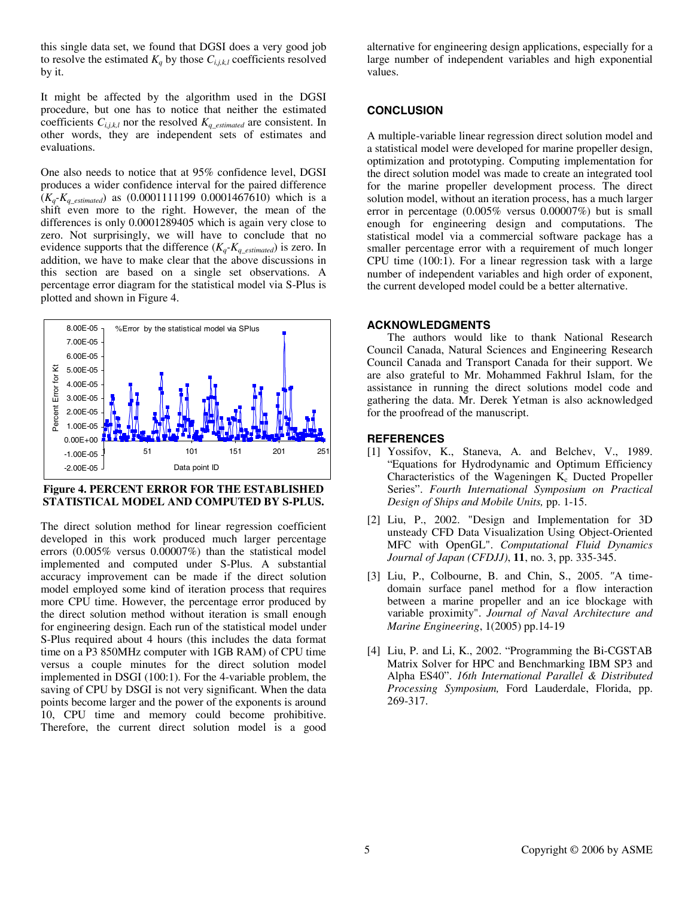this single data set, we found that DGSI does a very good job to resolve the estimated $K_q$ by those $C_{i,j,k,l}$ coefficients resolved by it.

It might be affected by the algorithm used in the DGSI procedure, but one has to notice that neither the estimated coefficients $C_{i,j,k,l}$ nor the resolved $K_{q\_estimated}$ are consistent. In other words, they are independent sets of estimates and evaluations.

One also needs to notice that at 95% confidence level, DGSI produces a wider confidence interval for the paired difference ($K_q$-$K_{q\_estimated}$) as (0.0001111199 0.0001467610) which is a shift even more to the right. However, the mean of the differences is only 0.0001289405 which is again very close to zero. Not surprisingly, we will have to conclude that no evidence supports that the difference ($K_q$-$K_{q\_estimated}$) is zero. In addition, we have to make clear that the above discussions in this section are based on a single set observations. A percentage error diagram for the statistical model via S-Plus is plotted and shown in Figure 4.

%Error by the statistical model via SPlus

Percent Error for Kt

8.00E-05
7.00E-05
6.00E-05
5.00E-05
4.00E-05
3.00E-05
2.00E-05
1.00E-05
0.00E+00
-1.00E-05
-2.00E-05

1 51 101 151 201 251

Data point ID

**Figure 4. PERCENT ERROR FOR THE ESTABLISHED STATISTICAL MODEL AND COMPUTED BY S-PLUS.**

The direct solution method for linear regression coefficient developed in this work produced much larger percentage errors (0.005% versus 0.00007%) than the statistical model implemented and computed under S-Plus. A substantial accuracy improvement can be made if the direct solution model employed some kind of iteration process that requires more CPU time. However, the percentage error produced by the direct solution method without iteration is small enough for engineering design. Each run of the statistical model under S-Plus required about 4 hours (this includes the data format time on a P3 850MHz computer with 1GB RAM) of CPU time versus a couple minutes for the direct solution model implemented in DSGI (100:1). For the 4-variable problem, the saving of CPU by DGSI is not very significant. When the data points become larger and the power of the exponents is around 10, CPU time and memory could become prohibitive. Therefore, the current direct solution model is a good alternative for engineering design applications, especially for a large number of independent variables and high exponential values.

## CONCLUSION

A multiple-variable linear regression direct solution model and a statistical model were developed for marine propeller design, optimization and prototyping. Computing implementation for the direct solution model was made to create an integrated tool for the marine propeller development process. The direct solution model, without an iteration process, has a much larger error in percentage (0.005% versus 0.00007%) but is small enough for engineering design and computations. The statistical model via a commercial software package has a smaller percentage error with a requirement of much longer CPU time (100:1). For a linear regression task with a large number of independent variables and high order of exponent, the current developed model could be a better alternative.

## ACKNOWLEDGMENTS

The authors would like to thank National Research Council Canada, Natural Sciences and Engineering Research Council Canada and Transport Canada for their support. We are also grateful to Mr. Mohammed Fakhrul Islam, for the assistance in running the direct solutions model code and gathering the data. Mr. Derek Yetman is also acknowledged for the proofread of the manuscript.

## REFERENCES

[1] Yossifov, K., Staneva, A. and Belchev, V., 1989. "Equations for Hydrodynamic and Optimum Efficiency Characteristics of the Wageningen $K_c$ Ducted Propeller Series". *Fourth International Symposium on Practical Design of Ships and Mobile Units,* pp. 1-15.

[2] Liu, P., 2002. "Design and Implementation for 3D unsteady CFD Data Visualization Using Object-Oriented MFC with OpenGL". *Computational Fluid Dynamics Journal of Japan (CFDJJ)*, **11**, no. 3, pp. 335-345.

[3] Liu, P., Colbourne, B. and Chin, S., 2005. "A time-domain surface panel method for a flow interaction between a marine propeller and an ice blockage with variable proximity". *Journal of Naval Architecture and Marine Engineering*, 1(2005) pp.14-19

[4] Liu, P. and Li, K., 2002. "Programming the Bi-CGSTAB Matrix Solver for HPC and Benchmarking IBM SP3 and Alpha ES40". *16th International Parallel & Distributed Processing Symposium,* Ford Lauderdale, Florida, pp. 269-317.